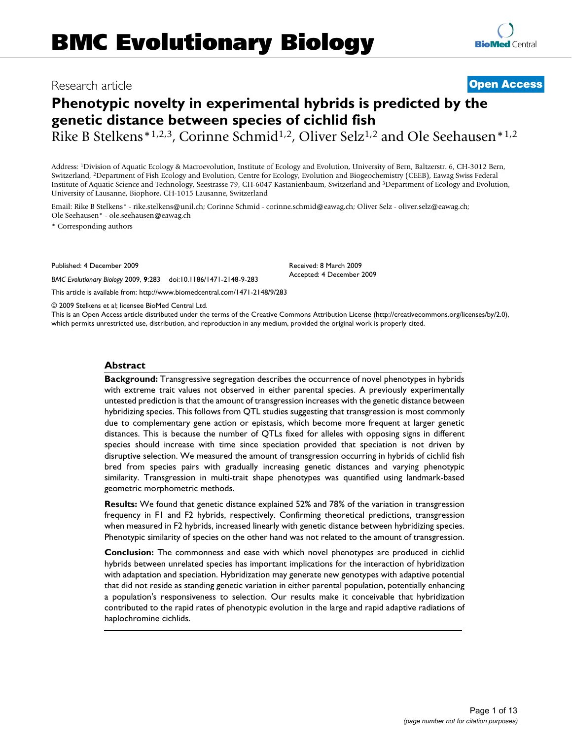# Phenotypic novelty in experimental hybrids is predicted by the genetic distance between species of cichlid fish

Research article — **Open Access**

Rike B Stelkens*[1,2,3], Corinne Schmid[1,2], Oliver Selz[1,2] and Ole Seehausen*[1,2]

Address: [1]Division of Aquatic Ecology & Macroevolution, Institute of Ecology and Evolution, University of Bern, Baltzerstr. 6, CH-3012 Bern, Switzerland, [2]Department of Fish Ecology and Evolution, Centre for Ecology, Evolution and Biogeochemistry (CEEB), Eawag Swiss Federal Institute of Aquatic Science and Technology, Seestrasse 79, CH-6047 Kastanienbaum, Switzerland and [3]Department of Ecology and Evolution, University of Lausanne, Biophore, CH-1015 Lausanne, Switzerland

Email: Rike B Stelkens* - rike.stelkens@unil.ch; Corinne Schmid - corinne.schmid@eawag.ch; Oliver Selz - oliver.selz@eawag.ch; Ole Seehausen* - ole.seehausen@eawag.ch

\* Corresponding authors

Published: 4 December 2009

*BMC Evolutionary Biology* 2009, **9**:283 doi:10.1186/1471-2148-9-283

Received: 8 March 2009
Accepted: 4 December 2009

This article is available from: http://www.biomedcentral.com/1471-2148/9/283

© 2009 Stelkens et al; licensee BioMed Central Ltd.

This is an Open Access article distributed under the terms of the Creative Commons Attribution License (http://creativecommons.org/licenses/by/2.0), which permits unrestricted use, distribution, and reproduction in any medium, provided the original work is properly cited.

## Abstract

**Background:** Transgressive segregation describes the occurrence of novel phenotypes in hybrids with extreme trait values not observed in either parental species. A previously experimentally untested prediction is that the amount of transgression increases with the genetic distance between hybridizing species. This follows from QTL studies suggesting that transgression is most commonly due to complementary gene action or epistasis, which become more frequent at larger genetic distances. This is because the number of QTLs fixed for alleles with opposing signs in different species should increase with time since speciation provided that speciation is not driven by disruptive selection. We measured the amount of transgression occurring in hybrids of cichlid fish bred from species pairs with gradually increasing genetic distances and varying phenotypic similarity. Transgression in multi-trait shape phenotypes was quantified using landmark-based geometric morphometric methods.

**Results:** We found that genetic distance explained 52% and 78% of the variation in transgression frequency in F1 and F2 hybrids, respectively. Confirming theoretical predictions, transgression when measured in F2 hybrids, increased linearly with genetic distance between hybridizing species. Phenotypic similarity of species on the other hand was not related to the amount of transgression.

**Conclusion:** The commonness and ease with which novel phenotypes are produced in cichlid hybrids between unrelated species has important implications for the interaction of hybridization with adaptation and speciation. Hybridization may generate new genotypes with adaptive potential that did not reside as standing genetic variation in either parental population, potentially enhancing a population's responsiveness to selection. Our results make it conceivable that hybridization contributed to the rapid rates of phenotypic evolution in the large and rapid adaptive radiations of haplochromine cichlids.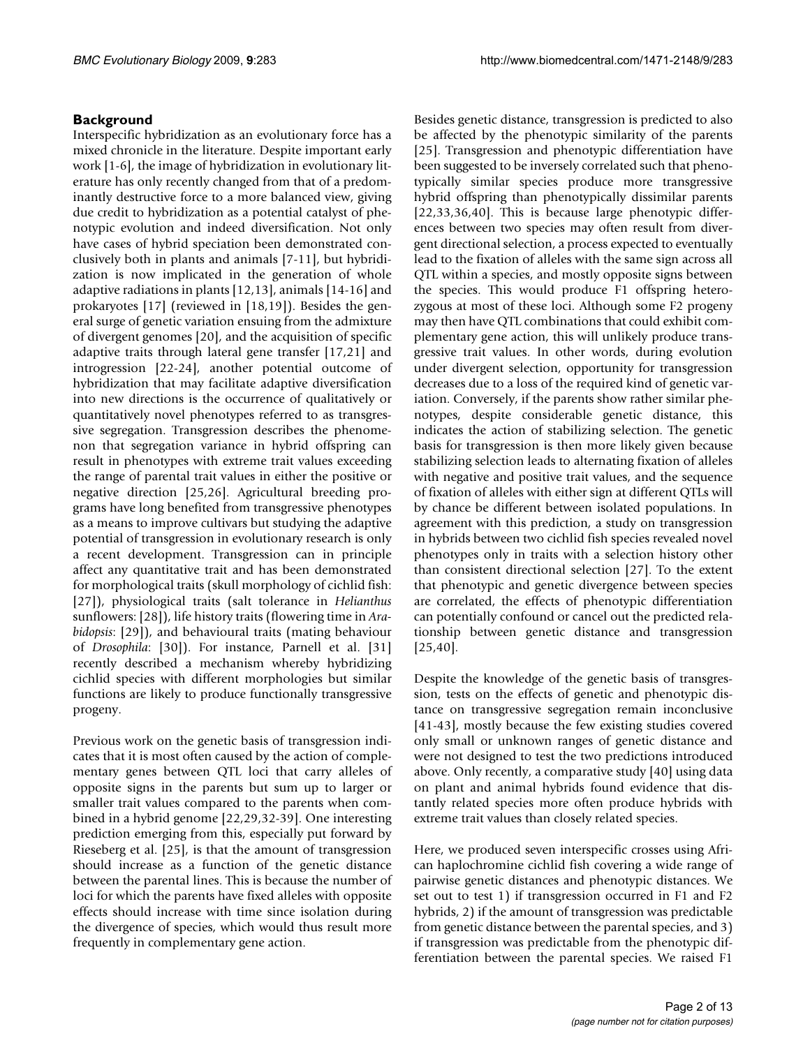## Background

Interspecific hybridization as an evolutionary force has a mixed chronicle in the literature. Despite important early work [1-6], the image of hybridization in evolutionary literature has only recently changed from that of a predominantly destructive force to a more balanced view, giving due credit to hybridization as a potential catalyst of phenotypic evolution and indeed diversification. Not only have cases of hybrid speciation been demonstrated conclusively both in plants and animals [7-11], but hybridization is now implicated in the generation of whole adaptive radiations in plants [12,13], animals [14-16] and prokaryotes [17] (reviewed in [18,19]). Besides the general surge of genetic variation ensuing from the admixture of divergent genomes [20], and the acquisition of specific adaptive traits through lateral gene transfer [17,21] and introgression [22-24], another potential outcome of hybridization that may facilitate adaptive diversification into new directions is the occurrence of qualitatively or quantitatively novel phenotypes referred to as transgressive segregation. Transgression describes the phenomenon that segregation variance in hybrid offspring can result in phenotypes with extreme trait values exceeding the range of parental trait values in either the positive or negative direction [25,26]. Agricultural breeding programs have long benefited from transgressive phenotypes as a means to improve cultivars but studying the adaptive potential of transgression in evolutionary research is only a recent development. Transgression can in principle affect any quantitative trait and has been demonstrated for morphological traits (skull morphology of cichlid fish: [27]), physiological traits (salt tolerance in *Helianthus* sunflowers: [28]), life history traits (flowering time in *Arabidopsis*: [29]), and behavioural traits (mating behaviour of *Drosophila*: [30]). For instance, Parnell et al. [31] recently described a mechanism whereby hybridizing cichlid species with different morphologies but similar functions are likely to produce functionally transgressive progeny.

Previous work on the genetic basis of transgression indicates that it is most often caused by the action of complementary genes between QTL loci that carry alleles of opposite signs in the parents but sum up to larger or smaller trait values compared to the parents when combined in a hybrid genome [22,29,32-39]. One interesting prediction emerging from this, especially put forward by Rieseberg et al. [25], is that the amount of transgression should increase as a function of the genetic distance between the parental lines. This is because the number of loci for which the parents have fixed alleles with opposite effects should increase with time since isolation during the divergence of species, which would thus result more frequently in complementary gene action.

Besides genetic distance, transgression is predicted to also be affected by the phenotypic similarity of the parents [25]. Transgression and phenotypic differentiation have been suggested to be inversely correlated such that phenotypically similar species produce more transgressive hybrid offspring than phenotypically dissimilar parents [22,33,36,40]. This is because large phenotypic differences between two species may often result from divergent directional selection, a process expected to eventually lead to the fixation of alleles with the same sign across all QTL within a species, and mostly opposite signs between the species. This would produce F1 offspring heterozygous at most of these loci. Although some F2 progeny may then have QTL combinations that could exhibit complementary gene action, this will unlikely produce transgressive trait values. In other words, during evolution under divergent selection, opportunity for transgression decreases due to a loss of the required kind of genetic variation. Conversely, if the parents show rather similar phenotypes, despite considerable genetic distance, this indicates the action of stabilizing selection. The genetic basis for transgression is then more likely given because stabilizing selection leads to alternating fixation of alleles with negative and positive trait values, and the sequence of fixation of alleles with either sign at different QTLs will by chance be different between isolated populations. In agreement with this prediction, a study on transgression in hybrids between two cichlid fish species revealed novel phenotypes only in traits with a selection history other than consistent directional selection [27]. To the extent that phenotypic and genetic divergence between species are correlated, the effects of phenotypic differentiation can potentially confound or cancel out the predicted relationship between genetic distance and transgression [25,40].

Despite the knowledge of the genetic basis of transgression, tests on the effects of genetic and phenotypic distance on transgressive segregation remain inconclusive [41-43], mostly because the few existing studies covered only small or unknown ranges of genetic distance and were not designed to test the two predictions introduced above. Only recently, a comparative study [40] using data on plant and animal hybrids found evidence that distantly related species more often produce hybrids with extreme trait values than closely related species.

Here, we produced seven interspecific crosses using African haplochromine cichlid fish covering a wide range of pairwise genetic distances and phenotypic distances. We set out to test 1) if transgression occurred in F1 and F2 hybrids, 2) if the amount of transgression was predictable from genetic distance between the parental species, and 3) if transgression was predictable from the phenotypic differentiation between the parental species. We raised F1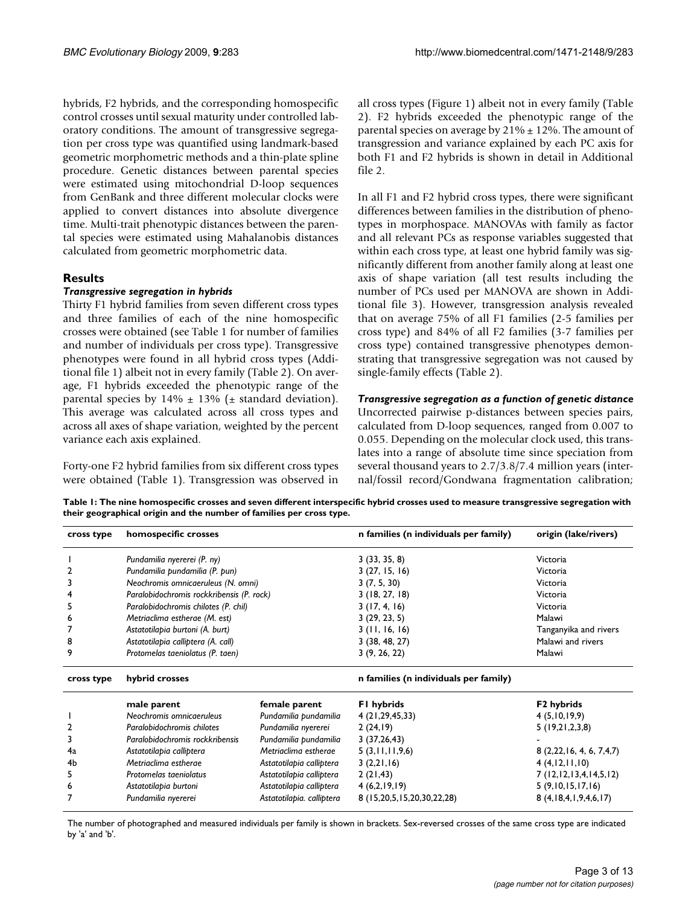hybrids, F2 hybrids, and the corresponding homospecific control crosses until sexual maturity under controlled laboratory conditions. The amount of transgressive segregation per cross type was quantified using landmark-based geometric morphometric methods and a thin-plate spline procedure. Genetic distances between parental species were estimated using mitochondrial D-loop sequences from GenBank and three different molecular clocks were applied to convert distances into absolute divergence time. Multi-trait phenotypic distances between the parental species were estimated using Mahalanobis distances calculated from geometric morphometric data.

## Results

### *Transgressive segregation in hybrids*

Thirty F1 hybrid families from seven different cross types and three families of each of the nine homospecific crosses were obtained (see Table 1 for number of families and number of individuals per cross type). Transgressive phenotypes were found in all hybrid cross types (Additional file 1) albeit not in every family (Table 2). On average, F1 hybrids exceeded the phenotypic range of the parental species by 14% ± 13% (± standard deviation). This average was calculated across all cross types and across all axes of shape variation, weighted by the percent variance each axis explained.

Forty-one F2 hybrid families from six different cross types were obtained (Table 1). Transgression was observed in all cross types (Figure 1) albeit not in every family (Table 2). F2 hybrids exceeded the phenotypic range of the parental species on average by 21% ± 12%. The amount of transgression and variance explained by each PC axis for both F1 and F2 hybrids is shown in detail in Additional file 2.

In all F1 and F2 hybrid cross types, there were significant differences between families in the distribution of phenotypes in morphospace. MANOVAs with family as factor and all relevant PCs as response variables suggested that within each cross type, at least one hybrid family was significantly different from another family along at least one axis of shape variation (all test results including the number of PCs used per MANOVA are shown in Additional file 3). However, transgression analysis revealed that on average 75% of all F1 families (2-5 families per cross type) and 84% of all F2 families (3-7 families per cross type) contained transgressive phenotypes demonstrating that transgressive segregation was not caused by single-family effects (Table 2).

### *Transgressive segregation as a function of genetic distance*

Uncorrected pairwise p-distances between species pairs, calculated from D-loop sequences, ranged from 0.007 to 0.055. Depending on the molecular clock used, this translates into a range of absolute time since speciation from several thousand years to 2.7/3.8/7.4 million years (internal/fossil record/Gondwana fragmentation calibration;

**Table 1: The nine homospecific crosses and seven different interspecific hybrid crosses used to measure transgressive segregation with their geographical origin and the number of families per cross type.**

| cross type | homospecific crosses | | n families (n individuals per family) | origin (lake/rivers) |
|---|---|---|---|---|
| 1 | *Pundamilia nyererei (P. ny)* | | 3 (33, 35, 8) | Victoria |
| 2 | *Pundamilia pundamilia (P. pun)* | | 3 (27, 15, 16) | Victoria |
| 3 | *Neochromis omnicaeruleus (N. omni)* | | 3 (7, 5, 30) | Victoria |
| 4 | *Paralobidochromis rockkribensis (P. rock)* | | 3 (18, 27, 18) | Victoria |
| 5 | *Paralobidochromis chilotes (P. chil)* | | 3 (17, 4, 16) | Victoria |
| 6 | *Metriaclima estherae (M. est)* | | 3 (29, 23, 5) | Malawi |
| 7 | *Astatotilapia burtoni (A. burt)* | | 3 (11, 16, 16) | Tanganyika and rivers |
| 8 | *Astatotilapia calliptera (A. call)* | | 3 (38, 48, 27) | Malawi and rivers |
| 9 | *Protomelas taeniolatus (P. taen)* | | 3 (9, 26, 22) | Malawi |
| **cross type** | **hybrid crosses** | | **n families (n individuals per family)** | |
| | **male parent** | **female parent** | **F1 hybrids** | **F2 hybrids** |
| 1 | *Neochromis omnicaeruleus* | *Pundamilia pundamilia* | 4 (21,29,45,33) | 4 (5,10,19,9) |
| 2 | *Paralobidochromis chilotes* | *Pundamilia nyererei* | 2 (24,19) | 5 (19,21,2,3,8) |
| 3 | *Paralobidochromis rockkribensis* | *Pundamilia pundamilia* | 3 (37,26,43) | - |
| 4a | *Astatotilapia calliptera* | *Metriaclima estherae* | 5 (3,11,11,9,6) | 8 (2,22,16, 4, 6, 7,4,7) |
| 4b | *Metriaclima estherae* | *Astatotilapia calliptera* | 3 (2,21,16) | 4 (4,12,11,10) |
| 5 | *Protomelas taeniolatus* | *Astatotilapia calliptera* | 2 (21,43) | 7 (12,12,13,4,14,5,12) |
| 6 | *Astatotilapia burtoni* | *Astatotilapia calliptera* | 4 (6,2,19,19) | 5 (9,10,15,17,16) |
| 7 | *Pundamilia nyererei* | *Astatotilapia. calliptera* | 8 (15,20,5,15,20,30,22,28) | 8 (4,18,4,1,9,4,6,17) |

The number of photographed and measured individuals per family is shown in brackets. Sex-reversed crosses of the same cross type are indicated by 'a' and 'b'.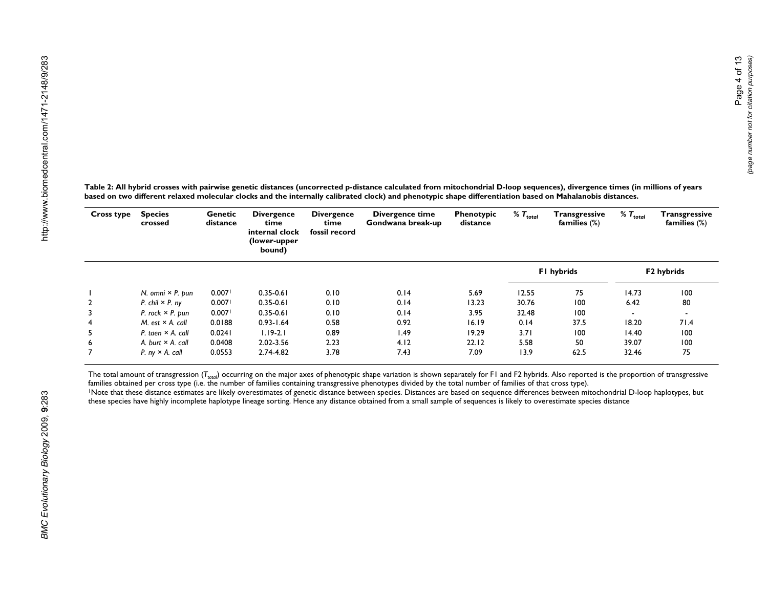**Table 2: All hybrid crosses with pairwise genetic distances (uncorrected p-distance calculated from mitochondrial D-loop sequences), divergence times (in millions of years based on two different relaxed molecular clocks and the internally calibrated clock) and phenotypic shape differentiation based on Mahalanobis distances.**

| Cross type | Species crossed | Genetic distance | Divergence time internal clock (lower-upper bound) | Divergence time fossil record | Divergence time Gondwana break-up | Phenotypic distance | % $T_{total}$ | Transgressive families (%) | % $T_{total}$ | Transgressive families (%) |
|---|---|---|---|---|---|---|---|---|---|---|
| | | | | | | | F1 hybrids | | F2 hybrids | |
| 1 | *N. omni* × *P. pun* | 0.007[1] | 0.35-0.61 | 0.10 | 0.14 | 5.69 | 12.55 | 75 | 14.73 | 100 |
| 2 | *P. chil* × *P. ny* | 0.007[1] | 0.35-0.61 | 0.10 | 0.14 | 13.23 | 30.76 | 100 | 6.42 | 80 |
| 3 | *P. rock* × *P. pun* | 0.007[1] | 0.35-0.61 | 0.10 | 0.14 | 3.95 | 32.48 | 100 | - | - |
| 4 | *M. est* × *A. call* | 0.0188 | 0.93-1.64 | 0.58 | 0.92 | 16.19 | 0.14 | 37.5 | 18.20 | 71.4 |
| 5 | *P. taen* × *A. call* | 0.0241 | 1.19-2.1 | 0.89 | 1.49 | 19.29 | 3.71 | 100 | 14.40 | 100 |
| 6 | *A. burt* × *A. call* | 0.0408 | 2.02-3.56 | 2.23 | 4.12 | 22.12 | 5.58 | 50 | 39.07 | 100 |
| 7 | *P. ny* × *A. call* | 0.0553 | 2.74-4.82 | 3.78 | 7.43 | 7.09 | 13.9 | 62.5 | 32.46 | 75 |

The total amount of transgression ($T_{total}$) occurring on the major axes of phenotypic shape variation is shown separately for F1 and F2 hybrids. Also reported is the proportion of transgressive families obtained per cross type (i.e. the number of families containing transgressive phenotypes divided by the total number of families of that cross type).

[1]Note that these distance estimates are likely overestimates of genetic distance between species. Distances are based on sequence differences between mitochondrial D-loop haplotypes, but these species have highly incomplete haplotype lineage sorting. Hence any distance obtained from a small sample of sequences is likely to overestimate species distance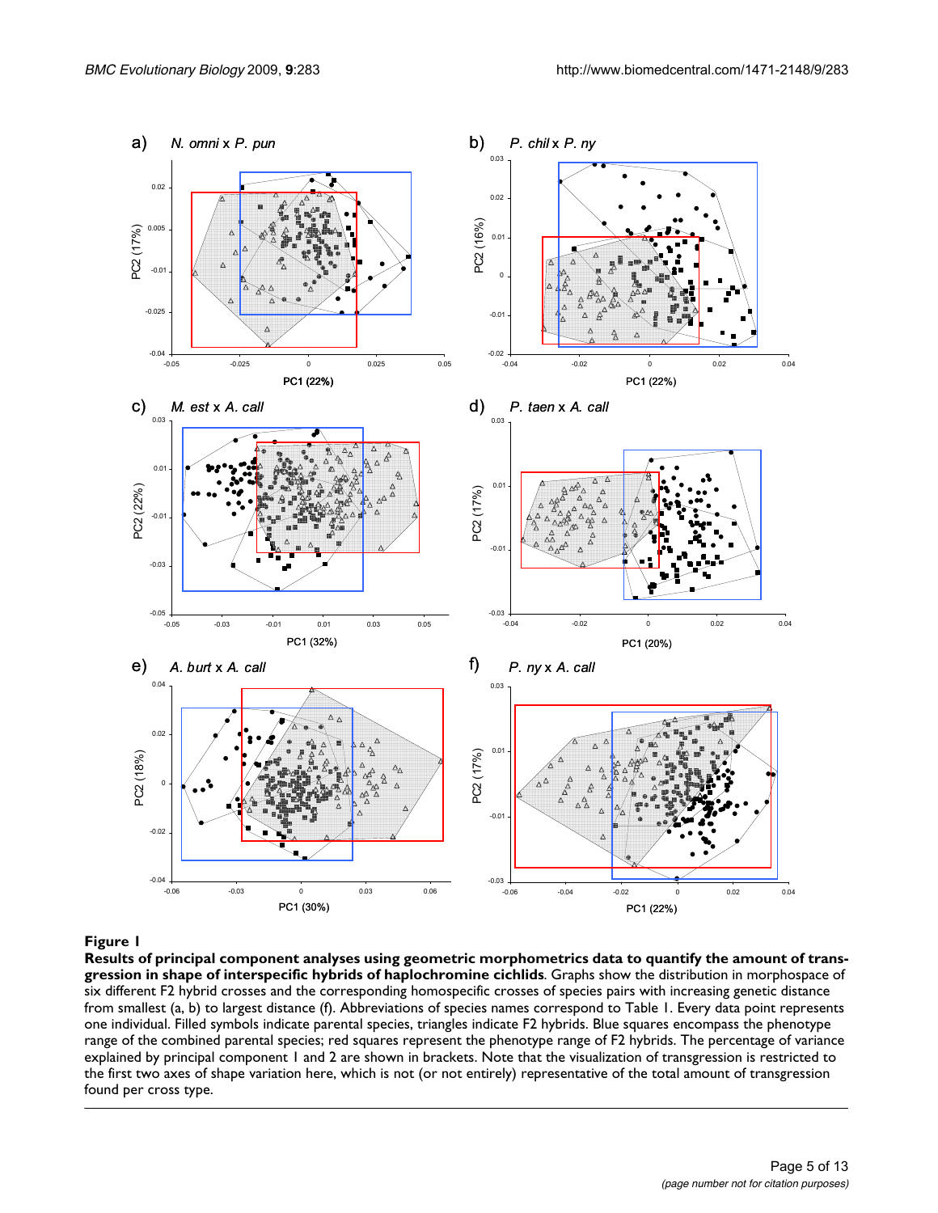**Figure 1**

**Results of principal component analyses using geometric morphometrics data to quantify the amount of transgression in shape of interspecific hybrids of haplochromine cichlids**. Graphs show the distribution in morphospace of six different F2 hybrid crosses and the corresponding homospecific crosses of species pairs with increasing genetic distance from smallest (a, b) to largest distance (f). Abbreviations of species names correspond to Table 1. Every data point represents one individual. Filled symbols indicate parental species, triangles indicate F2 hybrids. Blue squares encompass the phenotype range of the combined parental species; red squares represent the phenotype range of F2 hybrids. The percentage of variance explained by principal component 1 and 2 are shown in brackets. Note that the visualization of transgression is restricted to the first two axes of shape variation here, which is not (or not entirely) representative of the total amount of transgression found per cross type.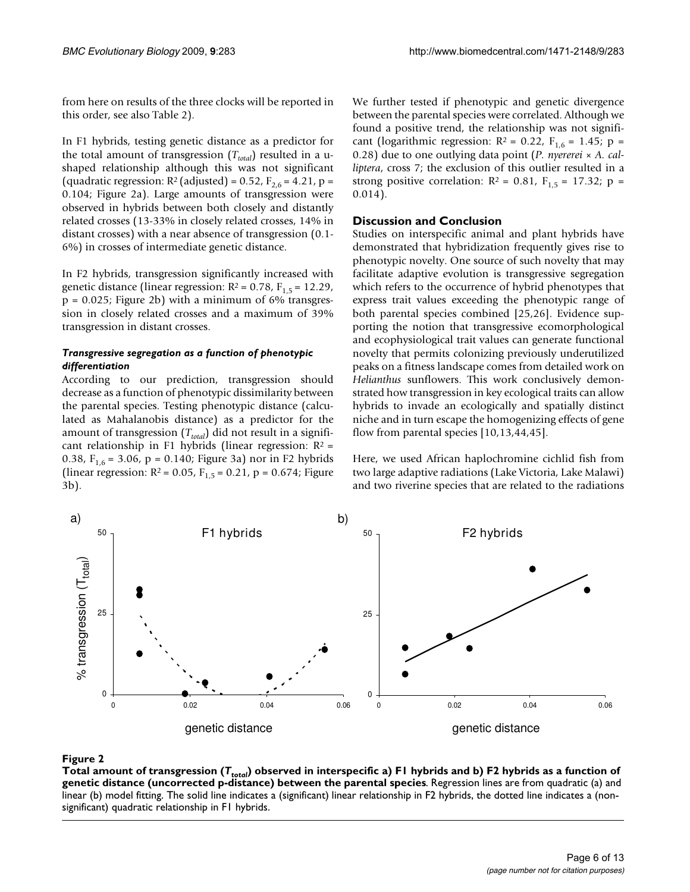from here on results of the three clocks will be reported in this order, see also Table 2).

In F1 hybrids, testing genetic distance as a predictor for the total amount of transgression ($T_{total}$) resulted in a u-shaped relationship although this was not significant (quadratic regression: $R^2$ (adjusted) = 0.52, $F_{2,6}$ = 4.21, p = 0.104; Figure 2a). Large amounts of transgression were observed in hybrids between both closely and distantly related crosses (13-33% in closely related crosses, 14% in distant crosses) with a near absence of transgression (0.1-6%) in crosses of intermediate genetic distance.

In F2 hybrids, transgression significantly increased with genetic distance (linear regression: $R^2$ = 0.78, $F_{1,5}$ = 12.29, p = 0.025; Figure 2b) with a minimum of 6% transgression in closely related crosses and a maximum of 39% transgression in distant crosses.

#### *Transgressive segregation as a function of phenotypic differentiation*

According to our prediction, transgression should decrease as a function of phenotypic dissimilarity between the parental species. Testing phenotypic distance (calculated as Mahalanobis distance) as a predictor for the amount of transgression ($T_{total}$) did not result in a significant relationship in F1 hybrids (linear regression: $R^2$ = 0.38, $F_{1,6}$ = 3.06, p = 0.140; Figure 3a) nor in F2 hybrids (linear regression: $R^2$ = 0.05, $F_{1,5}$ = 0.21, p = 0.674; Figure 3b).

We further tested if phenotypic and genetic divergence between the parental species were correlated. Although we found a positive trend, the relationship was not significant (logarithmic regression: $R^2$ = 0.22, $F_{1,6}$ = 1.45; p = 0.28) due to one outlying data point (*P. nyererei* × *A. calliptera*, cross 7; the exclusion of this outlier resulted in a strong positive correlation: $R^2$ = 0.81, $F_{1,5}$ = 17.32; p = 0.014).

## Discussion and Conclusion

Studies on interspecific animal and plant hybrids have demonstrated that hybridization frequently gives rise to phenotypic novelty. One source of such novelty that may facilitate adaptive evolution is transgressive segregation which refers to the occurrence of hybrid phenotypes that express trait values exceeding the phenotypic range of both parental species combined [25,26]. Evidence supporting the notion that transgressive ecomorphological and ecophysiological trait values can generate functional novelty that permits colonizing previously underutilized peaks on a fitness landscape comes from detailed work on *Helianthus* sunflowers. This work conclusively demonstrated how transgression in key ecological traits can allow hybrids to invade an ecologically and spatially distinct niche and in turn escape the homogenizing effects of gene flow from parental species [10,13,44,45].

Here, we used African haplochromine cichlid fish from two large adaptive radiations (Lake Victoria, Lake Malawi) and two riverine species that are related to the radiations

**Figure 2**

**Total amount of transgression ($T_{total}$) observed in interspecific a) F1 hybrids and b) F2 hybrids as a function of genetic distance (uncorrected p-distance) between the parental species**. Regression lines are from quadratic (a) and linear (b) model fitting. The solid line indicates a (significant) linear relationship in F2 hybrids, the dotted line indicates a (non-significant) quadratic relationship in F1 hybrids.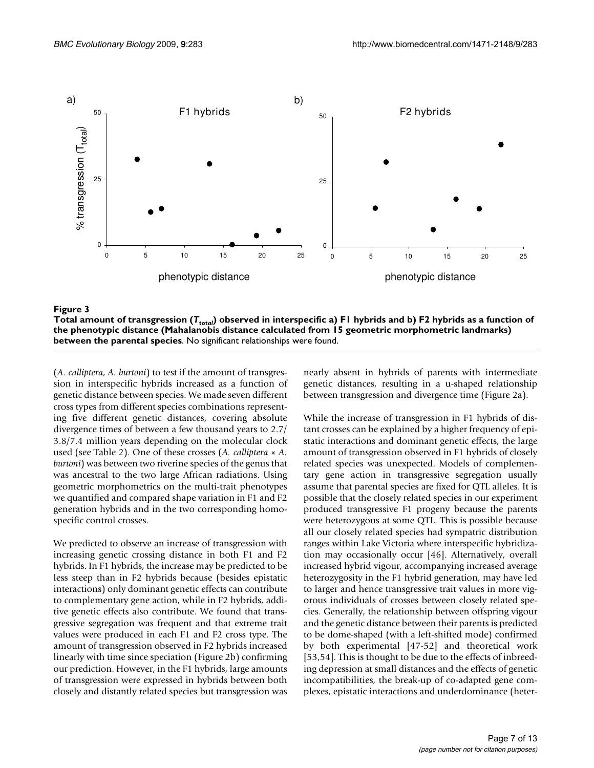**Figure 3**

**Total amount of transgression ($T_{total}$) observed in interspecific a) F1 hybrids and b) F2 hybrids as a function of the phenotypic distance (Mahalanobis distance calculated from 15 geometric morphometric landmarks) between the parental species**. No significant relationships were found.

(*A. calliptera*, *A. burtoni*) to test if the amount of transgression in interspecific hybrids increased as a function of genetic distance between species. We made seven different cross types from different species combinations representing five different genetic distances, covering absolute divergence times of between a few thousand years to 2.7/3.8/7.4 million years depending on the molecular clock used (see Table 2). One of these crosses (*A. calliptera* × *A. burtoni*) was between two riverine species of the genus that was ancestral to the two large African radiations. Using geometric morphometrics on the multi-trait phenotypes we quantified and compared shape variation in F1 and F2 generation hybrids and in the two corresponding homospecific control crosses.

We predicted to observe an increase of transgression with increasing genetic crossing distance in both F1 and F2 hybrids. In F1 hybrids, the increase may be predicted to be less steep than in F2 hybrids because (besides epistatic interactions) only dominant genetic effects can contribute to complementary gene action, while in F2 hybrids, additive genetic effects also contribute. We found that transgressive segregation was frequent and that extreme trait values were produced in each F1 and F2 cross type. The amount of transgression observed in F2 hybrids increased linearly with time since speciation (Figure 2b) confirming our prediction. However, in the F1 hybrids, large amounts of transgression were expressed in hybrids between both closely and distantly related species but transgression was nearly absent in hybrids of parents with intermediate genetic distances, resulting in a u-shaped relationship between transgression and divergence time (Figure 2a).

While the increase of transgression in F1 hybrids of distant crosses can be explained by a higher frequency of epistatic interactions and dominant genetic effects, the large amount of transgression observed in F1 hybrids of closely related species was unexpected. Models of complementary gene action in transgressive segregation usually assume that parental species are fixed for QTL alleles. It is possible that the closely related species in our experiment produced transgressive F1 progeny because the parents were heterozygous at some QTL. This is possible because all our closely related species had sympatric distribution ranges within Lake Victoria where interspecific hybridization may occasionally occur [46]. Alternatively, overall increased hybrid vigour, accompanying increased average heterozygosity in the F1 hybrid generation, may have led to larger and hence transgressive trait values in more vigorous individuals of crosses between closely related species. Generally, the relationship between offspring vigour and the genetic distance between their parents is predicted to be dome-shaped (with a left-shifted mode) confirmed by both experimental [47-52] and theoretical work [53,54]. This is thought to be due to the effects of inbreeding depression at small distances and the effects of genetic incompatibilities, the break-up of co-adapted gene complexes, epistatic interactions and underdominance (heter-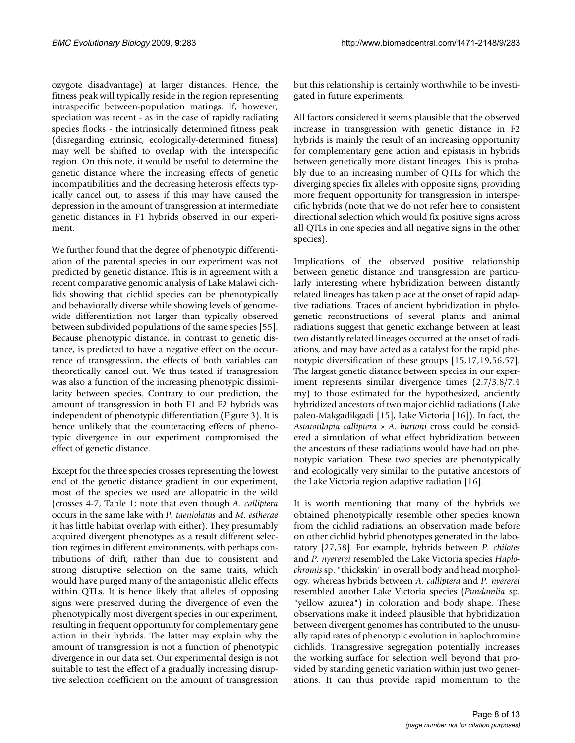ozygote disadvantage) at larger distances. Hence, the fitness peak will typically reside in the region representing intraspecific between-population matings. If, however, speciation was recent - as in the case of rapidly radiating species flocks - the intrinsically determined fitness peak (disregarding extrinsic, ecologically-determined fitness) may well be shifted to overlap with the interspecific region. On this note, it would be useful to determine the genetic distance where the increasing effects of genetic incompatibilities and the decreasing heterosis effects typically cancel out, to assess if this may have caused the depression in the amount of transgression at intermediate genetic distances in F1 hybrids observed in our experiment.

We further found that the degree of phenotypic differentiation of the parental species in our experiment was not predicted by genetic distance. This is in agreement with a recent comparative genomic analysis of Lake Malawi cichlids showing that cichlid species can be phenotypically and behaviorally diverse while showing levels of genome-wide differentiation not larger than typically observed between subdivided populations of the same species [55]. Because phenotypic distance, in contrast to genetic distance, is predicted to have a negative effect on the occurrence of transgression, the effects of both variables can theoretically cancel out. We thus tested if transgression was also a function of the increasing phenotypic dissimilarity between species. Contrary to our prediction, the amount of transgression in both F1 and F2 hybrids was independent of phenotypic differentiation (Figure 3). It is hence unlikely that the counteracting effects of phenotypic divergence in our experiment compromised the effect of genetic distance.

Except for the three species crosses representing the lowest end of the genetic distance gradient in our experiment, most of the species we used are allopatric in the wild (crosses 4-7, Table 1; note that even though *A. calliptera* occurs in the same lake with *P. taeniolatus* and *M. estherae* it has little habitat overlap with either). They presumably acquired divergent phenotypes as a result different selection regimes in different environments, with perhaps contributions of drift, rather than due to consistent and strong disruptive selection on the same traits, which would have purged many of the antagonistic allelic effects within QTLs. It is hence likely that alleles of opposing signs were preserved during the divergence of even the phenotypically most divergent species in our experiment, resulting in frequent opportunity for complementary gene action in their hybrids. The latter may explain why the amount of transgression is not a function of phenotypic divergence in our data set. Our experimental design is not suitable to test the effect of a gradually increasing disruptive selection coefficient on the amount of transgression but this relationship is certainly worthwhile to be investigated in future experiments.

All factors considered it seems plausible that the observed increase in transgression with genetic distance in F2 hybrids is mainly the result of an increasing opportunity for complementary gene action and epistasis in hybrids between genetically more distant lineages. This is probably due to an increasing number of QTLs for which the diverging species fix alleles with opposite signs, providing more frequent opportunity for transgression in interspecific hybrids (note that we do not refer here to consistent directional selection which would fix positive signs across all QTLs in one species and all negative signs in the other species).

Implications of the observed positive relationship between genetic distance and transgression are particularly interesting where hybridization between distantly related lineages has taken place at the onset of rapid adaptive radiations. Traces of ancient hybridization in phylogenetic reconstructions of several plants and animal radiations suggest that genetic exchange between at least two distantly related lineages occurred at the onset of radiations, and may have acted as a catalyst for the rapid phenotypic diversification of these groups [15,17,19,56,57]. The largest genetic distance between species in our experiment represents similar divergence times (2.7/3.8/7.4 my) to those estimated for the hypothesized, anciently hybridized ancestors of two major cichlid radiations (Lake paleo-Makgadikgadi [15], Lake Victoria [16]). In fact, the *Astatotilapia calliptera* × *A. burtoni* cross could be considered a simulation of what effect hybridization between the ancestors of these radiations would have had on phenotypic variation. These two species are phenotypically and ecologically very similar to the putative ancestors of the Lake Victoria region adaptive radiation [16].

It is worth mentioning that many of the hybrids we obtained phenotypically resemble other species known from the cichlid radiations, an observation made before on other cichlid hybrid phenotypes generated in the laboratory [27,58]. For example, hybrids between *P. chilotes* and *P. nyererei* resembled the Lake Victoria species *Haplochromis* sp. "thickskin" in overall body and head morphology, whereas hybrids between *A. calliptera* and *P. nyererei* resembled another Lake Victoria species (*Pundamlia* sp. "yellow azurea") in coloration and body shape. These observations make it indeed plausible that hybridization between divergent genomes has contributed to the unusually rapid rates of phenotypic evolution in haplochromine cichlids. Transgressive segregation potentially increases the working surface for selection well beyond that provided by standing genetic variation within just two generations. It can thus provide rapid momentum to the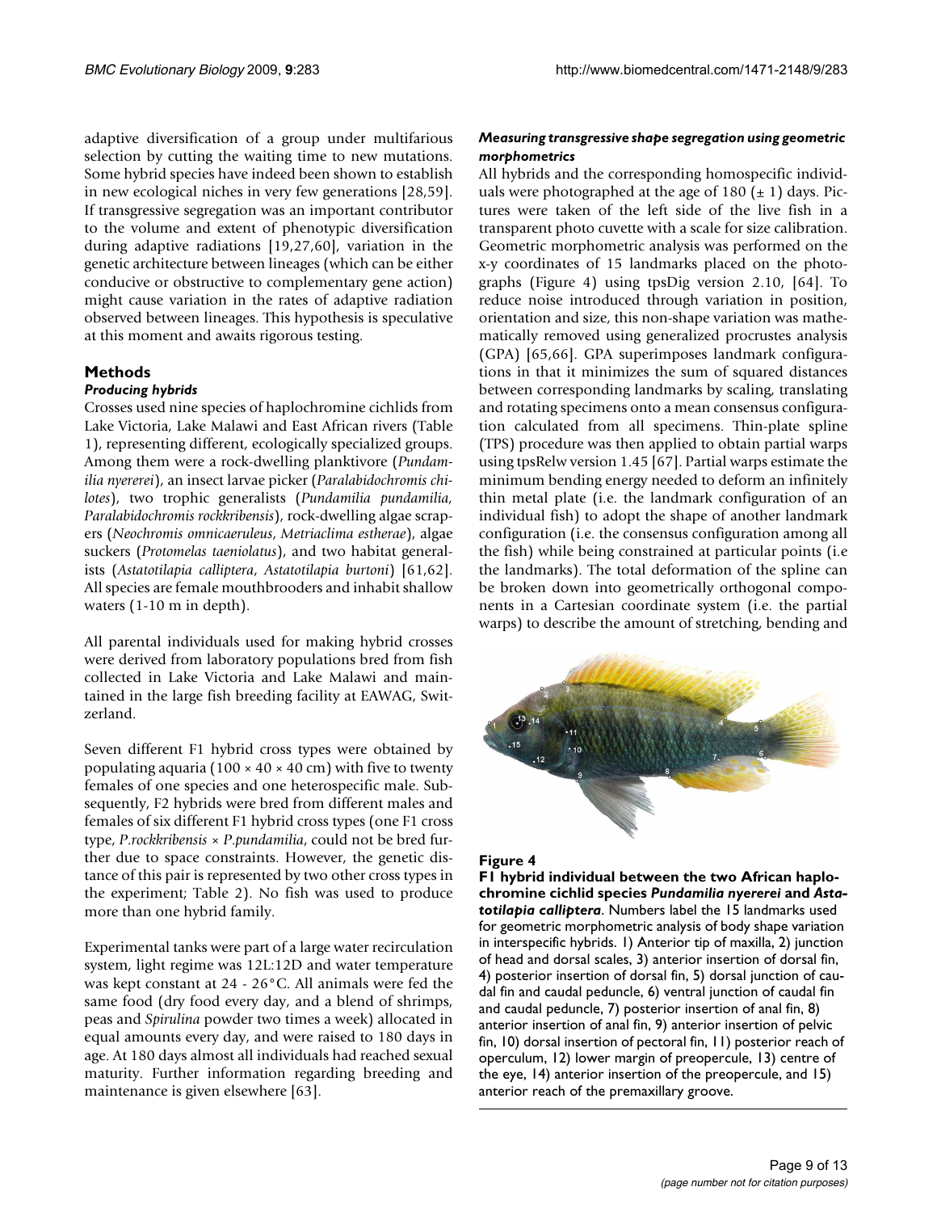adaptive diversification of a group under multifarious selection by cutting the waiting time to new mutations. Some hybrid species have indeed been shown to establish in new ecological niches in very few generations [28,59]. If transgressive segregation was an important contributor to the volume and extent of phenotypic diversification during adaptive radiations [19,27,60], variation in the genetic architecture between lineages (which can be either conducive or obstructive to complementary gene action) might cause variation in the rates of adaptive radiation observed between lineages. This hypothesis is speculative at this moment and awaits rigorous testing.

## Methods

### *Producing hybrids*

Crosses used nine species of haplochromine cichlids from Lake Victoria, Lake Malawi and East African rivers (Table 1), representing different, ecologically specialized groups. Among them were a rock-dwelling planktivore (*Pundamilia nyererei*), an insect larvae picker (*Paralabidochromis chilotes*), two trophic generalists (*Pundamilia pundamilia, Paralabidochromis rockkribensis*), rock-dwelling algae scrapers (*Neochromis omnicaeruleus*, *Metriaclima estherae*), algae suckers (*Protomelas taeniolatus*), and two habitat generalists (*Astatotilapia calliptera*, *Astatotilapia burtoni*) [61,62]. All species are female mouthbrooders and inhabit shallow waters (1-10 m in depth).

All parental individuals used for making hybrid crosses were derived from laboratory populations bred from fish collected in Lake Victoria and Lake Malawi and maintained in the large fish breeding facility at EAWAG, Switzerland.

Seven different F1 hybrid cross types were obtained by populating aquaria (100 × 40 × 40 cm) with five to twenty females of one species and one heterospecific male. Subsequently, F2 hybrids were bred from different males and females of six different F1 hybrid cross types (one F1 cross type, *P.rockkribensis* × *P.pundamilia*, could not be bred further due to space constraints. However, the genetic distance of this pair is represented by two other cross types in the experiment; Table 2). No fish was used to produce more than one hybrid family.

Experimental tanks were part of a large water recirculation system, light regime was 12L:12D and water temperature was kept constant at 24 - 26°C. All animals were fed the same food (dry food every day, and a blend of shrimps, peas and *Spirulina* powder two times a week) allocated in equal amounts every day, and were raised to 180 days in age. At 180 days almost all individuals had reached sexual maturity. Further information regarding breeding and maintenance is given elsewhere [63].

### *Measuring transgressive shape segregation using geometric morphometrics*

All hybrids and the corresponding homospecific individuals were photographed at the age of 180 (± 1) days. Pictures were taken of the left side of the live fish in a transparent photo cuvette with a scale for size calibration. Geometric morphometric analysis was performed on the x-y coordinates of 15 landmarks placed on the photographs (Figure 4) using tpsDig version 2.10, [64]. To reduce noise introduced through variation in position, orientation and size, this non-shape variation was mathematically removed using generalized procrustes analysis (GPA) [65,66]. GPA superimposes landmark configurations in that it minimizes the sum of squared distances between corresponding landmarks by scaling, translating and rotating specimens onto a mean consensus configuration calculated from all specimens. Thin-plate spline (TPS) procedure was then applied to obtain partial warps using tpsRelw version 1.45 [67]. Partial warps estimate the minimum bending energy needed to deform an infinitely thin metal plate (i.e. the landmark configuration of an individual fish) to adopt the shape of another landmark configuration (i.e. the consensus configuration among all the fish) while being constrained at particular points (i.e the landmarks). The total deformation of the spline can be broken down into geometrically orthogonal components in a Cartesian coordinate system (i.e. the partial warps) to describe the amount of stretching, bending and

**Figure 4**

**F1 hybrid individual between the two African haplochromine cichlid species *Pundamilia nyererei* and *Astatotilapia calliptera***. Numbers label the 15 landmarks used for geometric morphometric analysis of body shape variation in interspecific hybrids. 1) Anterior tip of maxilla, 2) junction of head and dorsal scales, 3) anterior insertion of dorsal fin, 4) posterior insertion of dorsal fin, 5) dorsal junction of caudal fin and caudal peduncle, 6) ventral junction of caudal fin and caudal peduncle, 7) posterior insertion of anal fin, 8) anterior insertion of anal fin, 9) anterior insertion of pelvic fin, 10) dorsal insertion of pectoral fin, 11) posterior reach of operculum, 12) lower margin of preopercule, 13) centre of the eye, 14) anterior insertion of the preopercule, and 15) anterior reach of the premaxillary groove.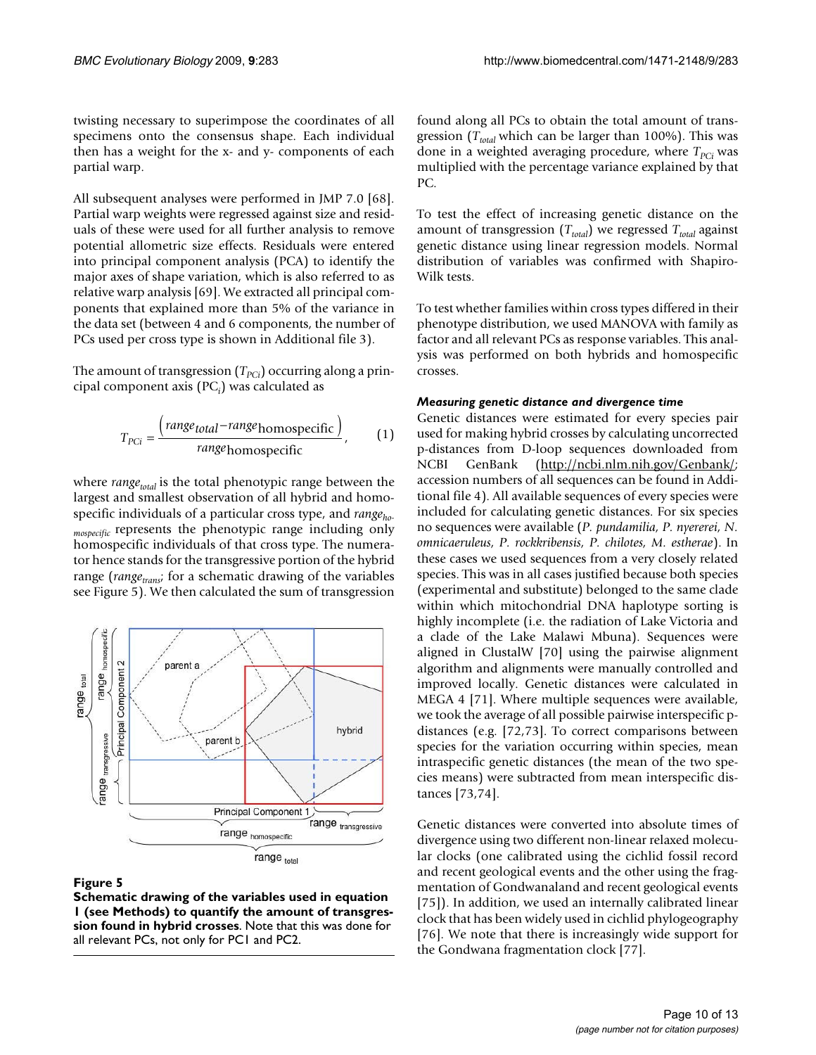twisting necessary to superimpose the coordinates of all specimens onto the consensus shape. Each individual then has a weight for the x- and y- components of each partial warp.

All subsequent analyses were performed in JMP 7.0 [68]. Partial warp weights were regressed against size and residuals of these were used for all further analysis to remove potential allometric size effects. Residuals were entered into principal component analysis (PCA) to identify the major axes of shape variation, which is also referred to as relative warp analysis [69]. We extracted all principal components that explained more than 5% of the variance in the data set (between 4 and 6 components, the number of PCs used per cross type is shown in Additional file 3).

The amount of transgression ($T_{PCi}$) occurring along a principal component axis ($PC_i$) was calculated as

$$T_{PCi} = \frac{\left( range_{total} - range_{\text{homospecific}} \right)}{range_{\text{homospecific}}}, \qquad (1)$$

where $range_{total}$ is the total phenotypic range between the largest and smallest observation of all hybrid and homospecific individuals of a particular cross type, and $range_{homospecific}$ represents the phenotypic range including only homospecific individuals of that cross type. The numerator hence stands for the transgressive portion of the hybrid range ($range_{trans}$; for a schematic drawing of the variables see Figure 5). We then calculated the sum of transgression found along all PCs to obtain the total amount of transgression ($T_{total}$ which can be larger than 100%). This was done in a weighted averaging procedure, where $T_{PCi}$ was multiplied with the percentage variance explained by that PC.

**Figure 5**
**Schematic drawing of the variables used in equation 1 (see Methods) to quantify the amount of transgression found in hybrid crosses**. Note that this was done for all relevant PCs, not only for PC1 and PC2.

To test the effect of increasing genetic distance on the amount of transgression ($T_{total}$) we regressed $T_{total}$ against genetic distance using linear regression models. Normal distribution of variables was confirmed with Shapiro-Wilk tests.

To test whether families within cross types differed in their phenotype distribution, we used MANOVA with family as factor and all relevant PCs as response variables. This analysis was performed on both hybrids and homospecific crosses.

#### *Measuring genetic distance and divergence time*

Genetic distances were estimated for every species pair used for making hybrid crosses by calculating uncorrected p-distances from D-loop sequences downloaded from NCBI GenBank (http://ncbi.nlm.nih.gov/Genbank/; accession numbers of all sequences can be found in Additional file 4). All available sequences of every species were included for calculating genetic distances. For six species no sequences were available (*P. pundamilia*, *P. nyererei*, *N. omnicaeruleus*, *P. rockkribensis*, *P. chilotes*, *M. estherae*). In these cases we used sequences from a very closely related species. This was in all cases justified because both species (experimental and substitute) belonged to the same clade within which mitochondrial DNA haplotype sorting is highly incomplete (i.e. the radiation of Lake Victoria and a clade of the Lake Malawi Mbuna). Sequences were aligned in ClustalW [70] using the pairwise alignment algorithm and alignments were manually controlled and improved locally. Genetic distances were calculated in MEGA 4 [71]. Where multiple sequences were available, we took the average of all possible pairwise interspecific p-distances (e.g. [72,73]. To correct comparisons between species for the variation occurring within species, mean intraspecific genetic distances (the mean of the two species means) were subtracted from mean interspecific distances [73,74].

Genetic distances were converted into absolute times of divergence using two different non-linear relaxed molecular clocks (one calibrated using the cichlid fossil record and recent geological events and the other using the fragmentation of Gondwanaland and recent geological events [75]). In addition, we used an internally calibrated linear clock that has been widely used in cichlid phylogeography [76]. We note that there is increasingly wide support for the Gondwana fragmentation clock [77].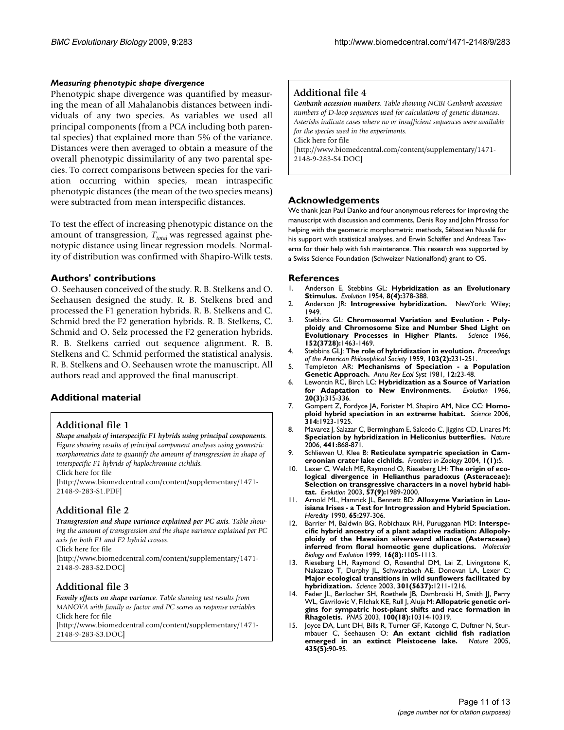#### *Measuring phenotypic shape divergence*

Phenotypic shape divergence was quantified by measuring the mean of all Mahalanobis distances between individuals of any two species. As variables we used all principal components (from a PCA including both parental species) that explained more than 5% of the variance. Distances were then averaged to obtain a measure of the overall phenotypic dissimilarity of any two parental species. To correct comparisons between species for the variation occurring within species, mean intraspecific phenotypic distances (the mean of the two species means) were subtracted from mean interspecific distances.

To test the effect of increasing phenotypic distance on the amount of transgression, $T_{total}$ was regressed against phenotypic distance using linear regression models. Normality of distribution was confirmed with Shapiro-Wilk tests.

## Authors' contributions

O. Seehausen conceived of the study. R. B. Stelkens and O. Seehausen designed the study. R. B. Stelkens bred and processed the F1 generation hybrids. R. B. Stelkens and C. Schmid bred the F2 generation hybrids. R. B. Stelkens, C. Schmid and O. Selz processed the F2 generation hybrids. R. B. Stelkens carried out sequence alignment. R. B. Stelkens and C. Schmid performed the statistical analysis. R. B. Stelkens and O. Seehausen wrote the manuscript. All authors read and approved the final manuscript.

## Additional material

### Additional file 1

***Shape analysis of interspecific F1 hybrids using principal components****. Figure showing results of principal component analyses using geometric morphometrics data to quantify the amount of transgression in shape of interspecific F1 hybrids of haplochromine cichlids.*
Click here for file
[http://www.biomedcentral.com/content/supplementary/1471-2148-9-283-S1.PDF]

### Additional file 2

***Transgression and shape variance explained per PC axis****. Table showing the amount of transgression and the shape variance explained per PC axis for both F1 and F2 hybrid crosses.*
Click here for file
[http://www.biomedcentral.com/content/supplementary/1471-2148-9-283-S2.DOC]

### Additional file 3

***Family effects on shape variance****. Table showing test results from MANOVA with family as factor and PC scores as response variables.*
Click here for file
[http://www.biomedcentral.com/content/supplementary/1471-2148-9-283-S3.DOC]

### Additional file 4

***Genbank accession numbers****. Table showing NCBI Genbank accession numbers of D-loop sequences used for calculations of genetic distances. Asterisks indicate cases where no or insufficient sequences were available for the species used in the experiments.*
Click here for file
[http://www.biomedcentral.com/content/supplementary/1471-2148-9-283-S4.DOC]

## Acknowledgements

We thank Jean Paul Danko and four anonymous referees for improving the manuscript with discussion and comments, Denis Roy and John Mrosso for helping with the geometric morphometric methods, Sébastien Nusslé for his support with statistical analyses, and Erwin Schäffer and Andreas Taverna for their help with fish maintenance. This research was supported by a Swiss Science Foundation (Schweizer Nationalfond) grant to OS.

## References

1. Anderson E, Stebbins GL: **Hybridization as an Evolutionary Stimulus.** *Evolution* 1954, **8(4):**378-388.
2. Anderson JR: **Introgressive hybridization.** NewYork: Wiley; 1949.
3. Stebbins GL: **Chromosomal Variation and Evolution - Polyploidy and Chromosome Size and Number Shed Light on Evolutionary Processes in Higher Plants.** *Science* 1966, **152(3728):**1463-1469.
4. Stebbins GLJ: **The role of hybridization in evolution.** *Proceedings of the American Philosophical Society* 1959, **103(2):**231-251.
5. Templeton AR: **Mechanisms of Speciation - a Population Genetic Approach.** *Annu Rev Ecol Syst* 1981, **12:**23-48.
6. Lewontin RC, Birch LC: **Hybridization as a Source of Variation for Adaptation to New Environments.** *Evolution* 1966, **20(3):**315-336.
7. Gompert Z, Fordyce JA, Forister M, Shapiro AM, Nice CC: **Homoploid hybrid speciation in an extreme habitat.** *Science* 2006, **314:**1923-1925.
8. Mavarez J, Salazar C, Bermingham E, Salcedo C, Jiggins CD, Linares M: **Speciation by hybridization in Heliconius butterflies.** *Nature* 2006, **441:**868-871.
9. Schliewen U, Klee B: **Reticulate sympatric speciation in Cameroonian crater lake cichlids.** *Frontiers in Zoology* 2004, **1(1):**5.
10. Lexer C, Welch ME, Raymond O, Rieseberg LH: **The origin of ecological divergence in Helianthus paradoxus (Asteraceae): Selection on transgressive characters in a novel hybrid habitat.** *Evolution* 2003, **57(9):**1989-2000.
11. Arnold ML, Hamrick JL, Bennett BD: **Allozyme Variation in Louisiana Irises - a Test for Introgression and Hybrid Speciation.** *Heredity* 1990, **65:**297-306.
12. Barrier M, Baldwin BG, Robichaux RH, Purugganan MD: **Interspecific hybrid ancestry of a plant adaptive radiation: Allopolyploidy of the Hawaiian silversword alliance (Asteraceae) inferred from floral homeotic gene duplications.** *Molecular Biology and Evolution* 1999, **16(8):**1105-1113.
13. Rieseberg LH, Raymond O, Rosenthal DM, Lai Z, Livingstone K, Nakazato T, Durphy JL, Schwarzbach AE, Donovan LA, Lexer C: **Major ecological transitions in wild sunflowers facilitated by hybridization.** *Science* 2003, **301(5637):**1211-1216.
14. Feder JL, Berlocher SH, Roethele JB, Dambroski H, Smith JJ, Perry WL, Gavrilovic V, Filchak KE, Rull J, Aluja M: **Allopatric genetic origins for sympatric host-plant shifts and race formation in Rhagoletis.** *PNAS* 2003, **100(18):**10314-10319.
15. Joyce DA, Lunt DH, Bills R, Turner GF, Katongo C, Duftner N, Sturmbauer C, Seehausen O: **An extant cichlid fish radiation emerged in an extinct Pleistocene lake.** *Nature* 2005, **435(5):**90-95.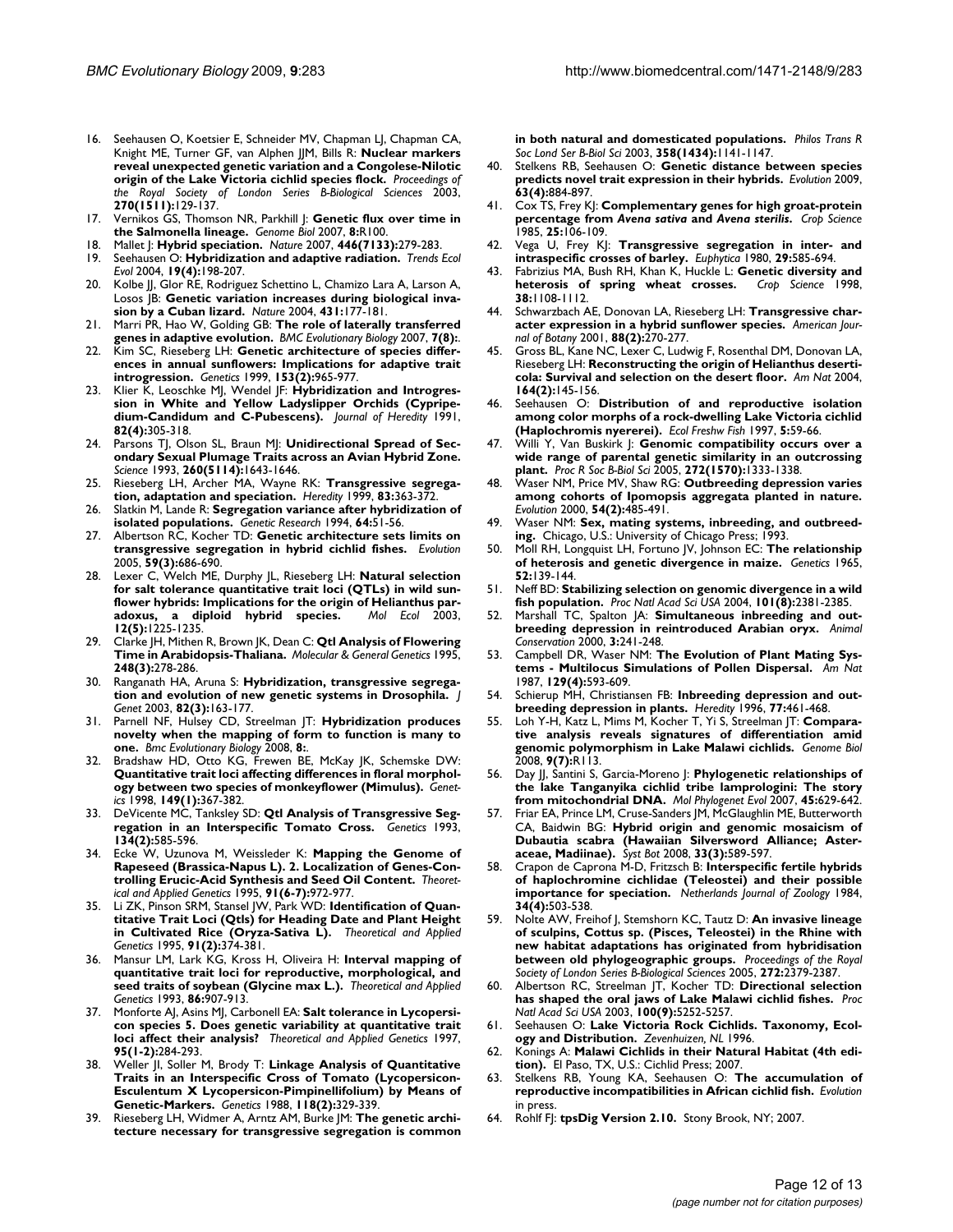16. Seehausen O, Koetsier E, Schneider MV, Chapman LJ, Chapman CA, Knight ME, Turner GF, van Alphen JJM, Bills R: **Nuclear markers reveal unexpected genetic variation and a Congolese-Nilotic origin of the Lake Victoria cichlid species flock.** *Proceedings of the Royal Society of London Series B-Biological Sciences* 2003, **270(1511):**129-137.
17. Vernikos GS, Thomson NR, Parkhill J: **Genetic flux over time in the Salmonella lineage.** *Genome Biol* 2007, **8:**R100.
18. Mallet J: **Hybrid speciation.** *Nature* 2007, **446(7133):**279-283.
19. Seehausen O: **Hybridization and adaptive radiation.** *Trends Ecol Evol* 2004, **19(4):**198-207.
20. Kolbe JJ, Glor RE, Rodriguez Schettino L, Chamizo Lara A, Larson A, Losos JB: **Genetic variation increases during biological invasion by a Cuban lizard.** *Nature* 2004, **431:**177-181.
21. Marri PR, Hao W, Golding GB: **The role of laterally transferred genes in adaptive evolution.** *BMC Evolutionary Biology* 2007, **7(8):**.
22. Kim SC, Rieseberg LH: **Genetic architecture of species differences in annual sunflowers: Implications for adaptive trait introgression.** *Genetics* 1999, **153(2):**965-977.
23. Klier K, Leoschke MJ, Wendel JF: **Hybridization and Introgression in White and Yellow Ladyslipper Orchids (Cypripedium-Candidum and Cypripedium-Pubescens).** *Journal of Heredity* 1991, **82(4):**305-318.
24. Parsons TJ, Olson SL, Braun MJ: **Unidirectional Spread of Secondary Sexual Plumage Traits across an Avian Hybrid Zone.** *Science* 1993, **260(5114):**1643-1646.
25. Rieseberg LH, Archer MA, Wayne RK: **Transgressive segregation, adaptation and speciation.** *Heredity* 1999, **83:**363-372.
26. Slatkin M, Lande R: **Segregation variance after hybridization of isolated populations.** *Genetic Research* 1994, **64:**51-56.
27. Albertson RC, Kocher TD: **Genetic architecture sets limits on transgressive segregation in hybrid cichlid fishes.** *Evolution* 2005, **59(3):**686-690.
28. Lexer C, Welch ME, Durphy JL, Rieseberg LH: **Natural selection for salt tolerance quantitative trait loci (QTLs) in wild sunflower hybrids: Implications for the origin of Helianthus paradoxus, a diploid hybrid species.** *Mol Ecol* 2003, **12(5):**1225-1235.
29. Clarke JH, Mithen R, Brown JK, Dean C: **Qtl Analysis of Flowering Time in Arabidopsis-Thaliana.** *Molecular & General Genetics* 1995, **248(3):**278-286.
30. Ranganath HA, Aruna S: **Hybridization, transgressive segregation and evolution of new genetic systems in Drosophila.** *J Genet* 2003, **82(3):**163-177.
31. Parnell NF, Hulsey CD, Streelman JT: **Hybridization produces novelty when the mapping of form to function is many to one.** *Bmc Evolutionary Biology* 2008, **8:**.
32. Bradshaw HD, Otto KG, Frewen BE, McKay JK, Schemske DW: **Quantitative trait loci affecting differences in floral morphology between two species of monkeyflower (Mimulus).** *Genetics* 1998, **149(1):**367-382.
33. DeVicente MC, Tanksley SD: **Qtl Analysis of Transgressive Segregation in an Interspecific Tomato Cross.** *Genetics* 1993, **134(2):**585-596.
34. Ecke W, Uzunova M, Weissleder K: **Mapping the Genome of Rapeseed (Brassica-Napus L). 2. Localization of Genes-Controlling Erucic-Acid Synthesis and Seed Oil Content.** *Theoretical and Applied Genetics* 1995, **91(6-7):**972-977.
35. Li ZK, Pinson SRM, Stansel JW, Park WD: **Identification of Quantitative Trait Loci (Qtls) for Heading Date and Plant Height in Cultivated Rice (Oryza-Sativa L).** *Theoretical and Applied Genetics* 1995, **91(2):**374-381.
36. Mansur LM, Lark KG, Kross H, Oliveira H: **Interval mapping of quantitative trait loci for reproductive, morphological, and seed traits of soybean (Glycine max L.).** *Theoretical and Applied Genetics* 1993, **86:**907-913.
37. Monforte AJ, Asins MJ, Carbonell EA: **Salt tolerance in Lycopersicon species 5. Does genetic variability at quantitative trait loci affect their analysis?** *Theoretical and Applied Genetics* 1997, **95(1-2):**284-293.
38. Weller JI, Soller M, Brody T: **Linkage Analysis of Quantitative Traits in an Interspecific Cross of Tomato (Lycopersicon-Esculentum X Lycopersicon-Pimpinellifolium) by Means of Genetic-Markers.** *Genetics* 1988, **118(2):**329-339.
39. Rieseberg LH, Widmer A, Arntz AM, Burke JM: **The genetic architecture necessary for transgressive segregation is common in both natural and domesticated populations.** *Philos Trans R Soc Lond Ser B-Biol Sci* 2003, **358(1434):**1141-1147.
40. Stelkens RB, Seehausen O: **Genetic distance between species predicts novel trait expression in their hybrids.** *Evolution* 2009, **63(4):**884-897.
41. Cox TS, Frey KJ: **Complementary genes for high groat-protein percentage from *Avena sativa* and *Avena sterilis*.** *Crop Science* 1985, **25:**106-109.
42. Vega U, Frey KJ: **Transgressive segregation in inter- and intraspecific crosses of barley.** *Euphytica* 1980, **29:**585-694.
43. Fabrizius MA, Bush RH, Khan K, Huckle L: **Genetic diversity and heterosis of spring wheat crosses.** *Crop Science* 1998, **38:**1108-1112.
44. Schwarzbach AE, Donovan LA, Rieseberg LH: **Transgressive character expression in a hybrid sunflower species.** *American Journal of Botany* 2001, **88(2):**270-277.
45. Gross BL, Kane NC, Lexer C, Ludwig F, Rosenthal DM, Donovan LA, Rieseberg LH: **Reconstructing the origin of Helianthus deserticola: Survival and selection on the desert floor.** *Am Nat* 2004, **164(2):**145-156.
46. Seehausen O: **Distribution of and reproductive isolation among color morphs of a rock-dwelling Lake Victoria cichlid (Haplochromis nyererei).** *Ecol Freshw Fish* 1997, **5:**59-66.
47. Willi Y, Van Buskirk J: **Genomic compatibility occurs over a wide range of parental genetic similarity in an outcrossing plant.** *Proc R Soc B-Biol Sci* 2005, **272(1570):**1333-1338.
48. Waser NM, Price MV, Shaw RG: **Outbreeding depression varies among cohorts of Ipomopsis aggregata planted in nature.** *Evolution* 2000, **54(2):**485-491.
49. Waser NM: **Sex, mating systems, inbreeding, and outbreeding.** Chicago, U.S.: University of Chicago Press; 1993.
50. Moll RH, Longquist LH, Fortuno JV, Johnson EC: **The relationship of heterosis and genetic divergence in maize.** *Genetics* 1965, **52:**139-144.
51. Neff BD: **Stabilizing selection on genomic divergence in a wild fish population.** *Proc Natl Acad Sci USA* 2004, **101(8):**2381-2385.
52. Marshall TC, Spalton JA: **Simultaneous inbreeding and outbreeding depression in reintroduced Arabian oryx.** *Animal Conservation* 2000, **3:**241-248.
53. Campbell DR, Waser NM: **The Evolution of Plant Mating Systems - Multilocus Simulations of Pollen Dispersal.** *Am Nat* 1987, **129(4):**593-609.
54. Schierup MH, Christiansen FB: **Inbreeding depression and outbreeding depression in plants.** *Heredity* 1996, **77:**461-468.
55. Loh Y-H, Katz L, Mims M, Kocher T, Yi S, Streelman JT: **Comparative analysis reveals signatures of differentiation amid genomic polymorphism in Lake Malawi cichlids.** *Genome Biol* 2008, **9(7):**R113.
56. Day JJ, Santini S, Garcia-Moreno J: **Phylogenetic relationships of the lake Tanganyika cichlid tribe lamprologini: The story from mitochondrial DNA.** *Mol Phylogenet Evol* 2007, **45:**629-642.
57. Friar EA, Prince LM, Cruse-Sanders JM, McGlaughlin ME, Butterworth CA, Baidwin BG: **Hybrid origin and genomic mosaicism of Dubautia scabra (Hawaiian Silversword Alliance; Asteraceae, Madiinae).** *Syst Bot* 2008, **33(3):**589-597.
58. Crapon de Caprona M-D, Fritzsch B: **Interspecific fertile hybrids of haplochromine cichlidae (Teleostei) and their possible importance for speciation.** *Netherlands Journal of Zoology* 1984, **34(4):**503-538.
59. Nolte AW, Freihof J, Stemshorn KC, Tautz D: **An invasive lineage of sculpins, Cottus sp. (Pisces, Teleostei) in the Rhine with new habitat adaptations has originated from hybridisation between old phylogeographic groups.** *Proceedings of the Royal Society of London Series B-Biological Sciences* 2005, **272:**2379-2387.
60. Albertson RC, Streelman JT, Kocher TD: **Directional selection has shaped the oral jaws of Lake Malawi cichlid fishes.** *Proc Natl Acad Sci USA* 2003, **100(9):**5252-5257.
61. Seehausen O: **Lake Victoria Rock Cichlids. Taxonomy, Ecology and Distribution.** *Zevenhuizen, NL* 1996.
62. Konings A: **Malawi Cichlids in their Natural Habitat (4th edition).** El Paso, TX, U.S.: Cichlid Press; 2007.
63. Stelkens RB, Young KA, Seehausen O: **The accumulation of reproductive incompatibilities in African cichlid fish.** *Evolution* in press.
64. Rohlf FJ: **tpsDig Version 2.10.** Stony Brook, NY; 2007.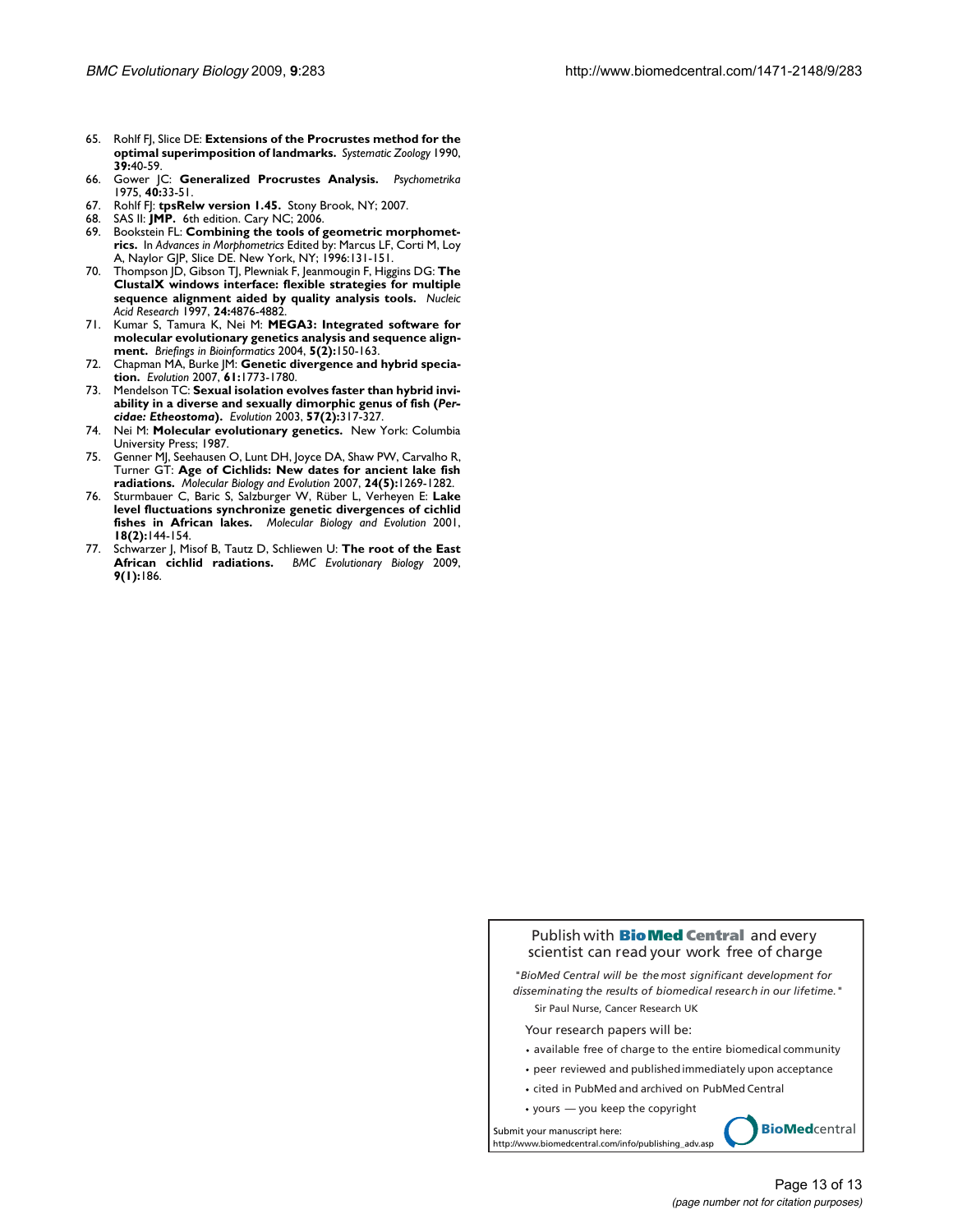65. Rohlf FJ, Slice DE: **Extensions of the Procrustes method for the optimal superimposition of landmarks.** *Systematic Zoology* 1990, **39:**40-59.
66. Gower JC: **Generalized Procrustes Analysis.** *Psychometrika* 1975, **40:**33-51.
67. Rohlf FJ: **tpsRelw version 1.45.** Stony Brook, NY; 2007.
68. SAS II: **JMP.** 6th edition. Cary NC; 2006.
69. Bookstein FL: **Combining the tools of geometric morphometrics.** In *Advances in Morphometrics* Edited by: Marcus LF, Corti M, Loy A, Naylor GJP, Slice DE. New York, NY; 1996:131-151.
70. Thompson JD, Gibson TJ, Plewniak F, Jeanmougin F, Higgins DG: **The ClustalX windows interface: flexible strategies for multiple sequence alignment aided by quality analysis tools.** *Nucleic Acid Research* 1997, **24:**4876-4882.
71. Kumar S, Tamura K, Nei M: **MEGA3: Integrated software for molecular evolutionary genetics analysis and sequence alignment.** *Briefings in Bioinformatics* 2004, **5(2):**150-163.
72. Chapman MA, Burke JM: **Genetic divergence and hybrid speciation.** *Evolution* 2007, **61:**1773-1780.
73. Mendelson TC: **Sexual isolation evolves faster than hybrid inviability in a diverse and sexually dimorphic genus of fish (*Percidae: Etheostoma*).** *Evolution* 2003, **57(2):**317-327.
74. Nei M: **Molecular evolutionary genetics.** New York: Columbia University Press; 1987.
75. Genner MJ, Seehausen O, Lunt DH, Joyce DA, Shaw PW, Carvalho R, Turner GT: **Age of Cichlids: New dates for ancient lake fish radiations.** *Molecular Biology and Evolution* 2007, **24(5):**1269-1282.
76. Sturmbauer C, Baric S, Salzburger W, Rüber L, Verheyen E: **Lake level fluctuations synchronize genetic divergences of cichlid fishes in African lakes.** *Molecular Biology and Evolution* 2001, **18(2):**144-154.
77. Schwarzer J, Misof B, Tautz D, Schliewen U: **The root of the East African cichlid radiations.** *BMC Evolutionary Biology* 2009, **9(1):**186.

Publish with **BioMed Central** and every scientist can read your work free of charge

*"BioMed Central will be the most significant development for disseminating the results of biomedical research in our lifetime."*

Sir Paul Nurse, Cancer Research UK

Your research papers will be:

- available free of charge to the entire biomedical community
- peer reviewed and published immediately upon acceptance
- cited in PubMed and archived on PubMed Central
- yours — you keep the copyright

Submit your manuscript here:
http://www.biomedcentral.com/info/publishing_adv.asp

**BioMed**central